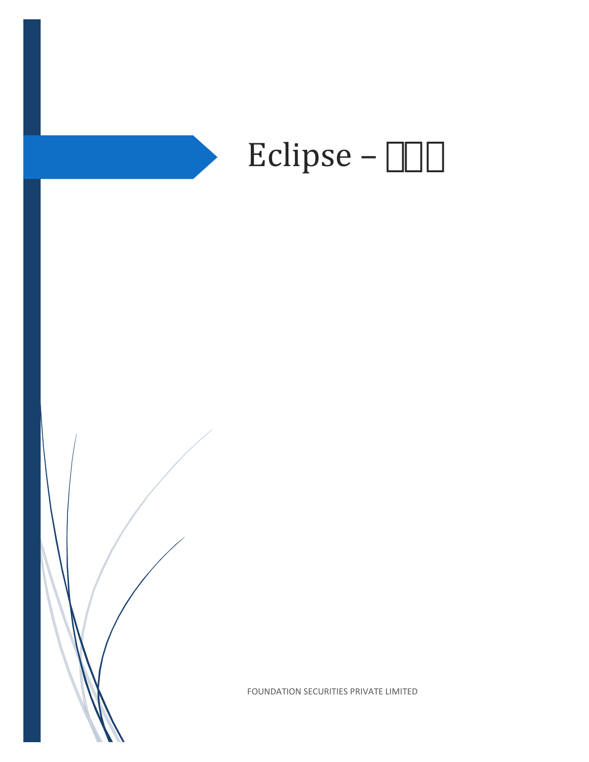# Eclipse – □□□

FOUNDATION SECURITIES PRIVATE LIMITED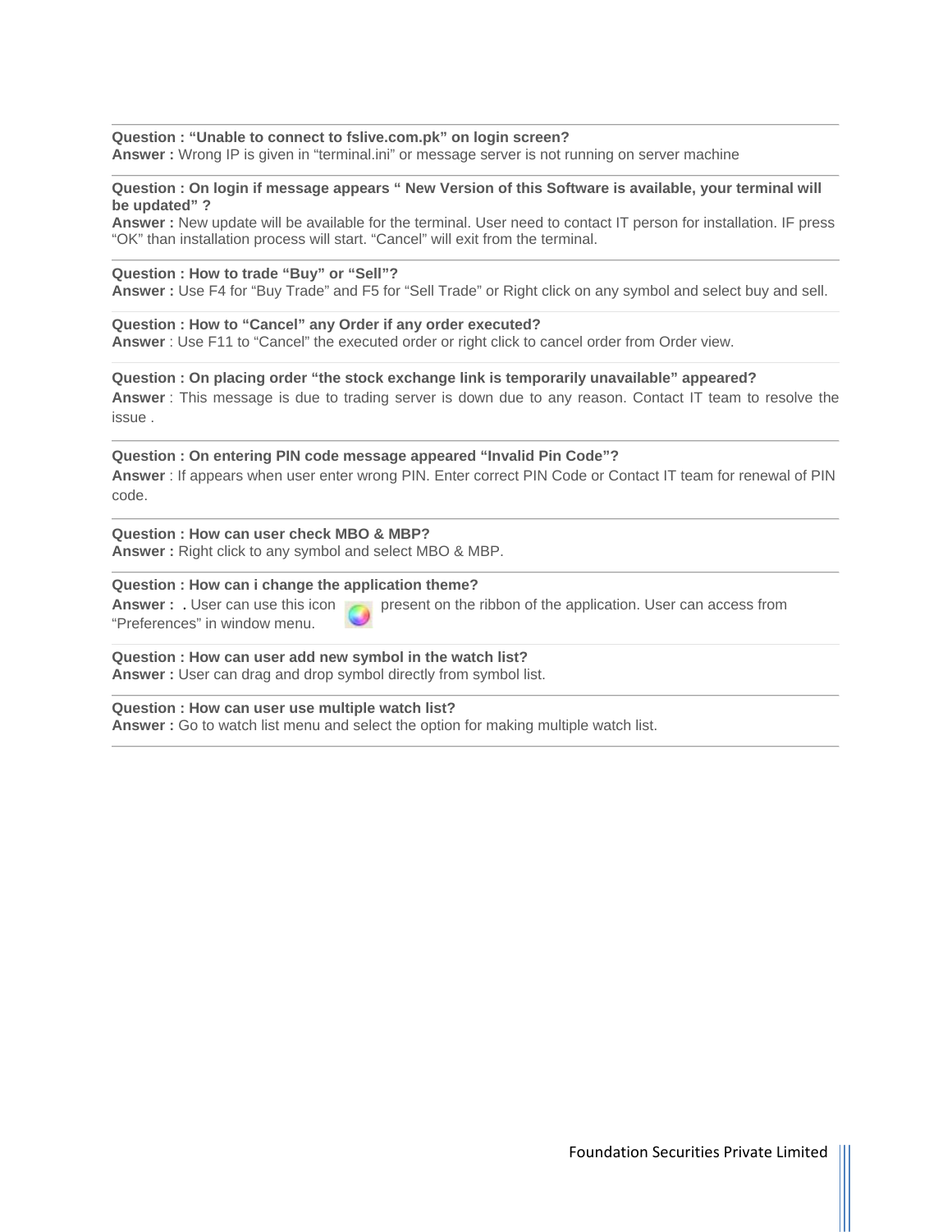---

**Question : "Unable to connect to fslive.com.pk" on login screen?**
**Answer :** Wrong IP is given in "terminal.ini" or message server is not running on server machine

---

**Question : On login if message appears " New Version of this Software is available, your terminal will be updated" ?**
**Answer :** New update will be available for the terminal. User need to contact IT person for installation. IF press "OK" than installation process will start. "Cancel" will exit from the terminal.

---

**Question : How to trade "Buy" or "Sell"?**
**Answer :** Use F4 for "Buy Trade" and F5 for "Sell Trade" or Right click on any symbol and select buy and sell.

---

**Question : How to "Cancel" any Order if any order executed?**
**Answer** : Use F11 to "Cancel" the executed order or right click to cancel order from Order view.

---

**Question : On placing order "the stock exchange link is temporarily unavailable" appeared?**
**Answer** : This message is due to trading server is down due to any reason. Contact IT team to resolve the issue .

---

**Question : On entering PIN code message appeared "Invalid Pin Code"?**
**Answer** : If appears when user enter wrong PIN. Enter correct PIN Code or Contact IT team for renewal of PIN code.

---

**Question : How can user check MBO & MBP?**
**Answer :** Right click to any symbol and select MBO & MBP.

---

**Question : How can i change the application theme?**
**Answer : .** User can use this icon present on the ribbon of the application. User can access from "Preferences" in window menu.

---

**Question : How can user add new symbol in the watch list?**
**Answer :** User can drag and drop symbol directly from symbol list.

---

**Question : How can user use multiple watch list?**
**Answer :** Go to watch list menu and select the option for making multiple watch list.

---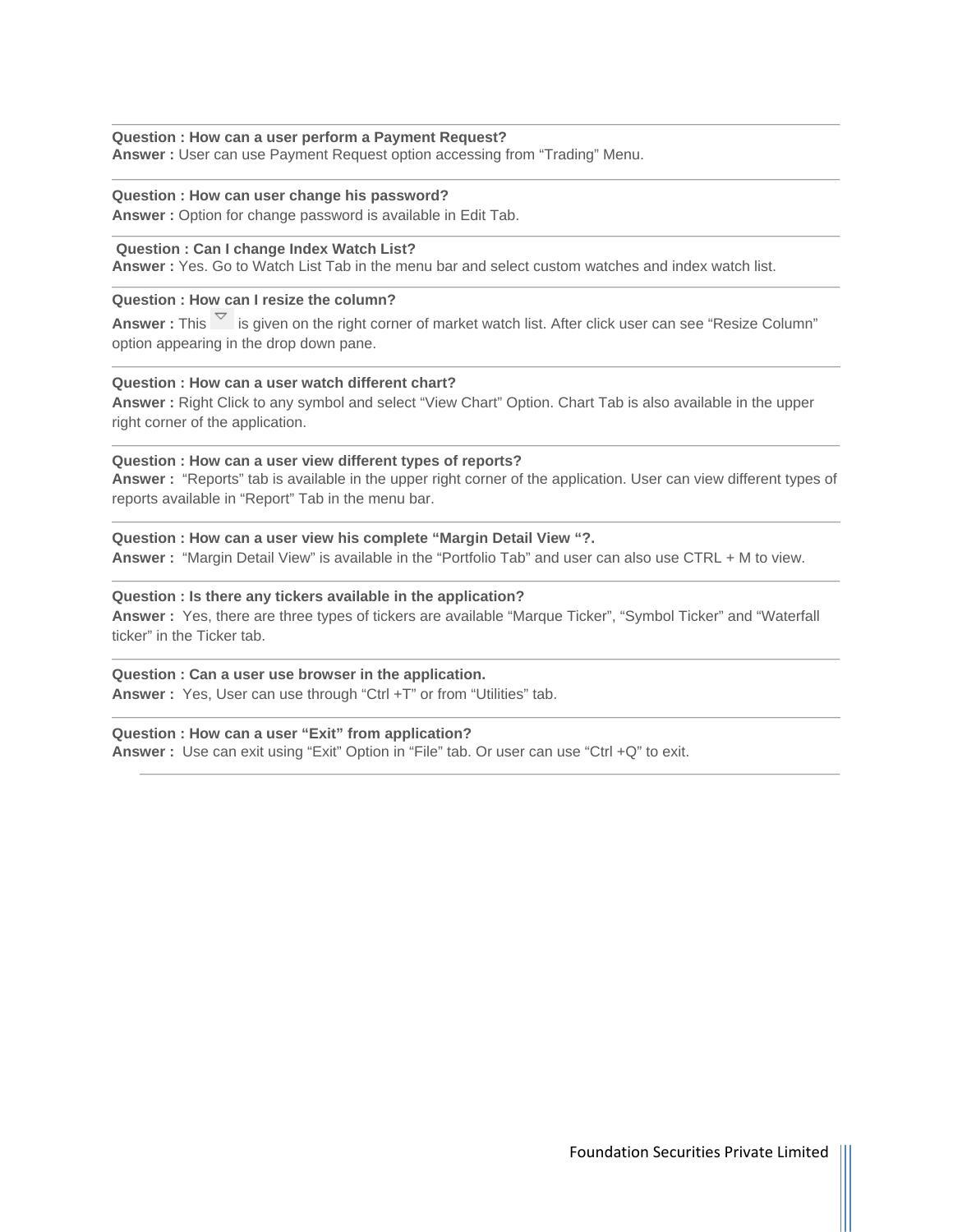**Question : How can a user perform a Payment Request?**
**Answer :** User can use Payment Request option accessing from "Trading" Menu.

---

**Question : How can user change his password?**
**Answer :** Option for change password is available in Edit Tab.

---

**Question : Can I change Index Watch List?**
**Answer :** Yes. Go to Watch List Tab in the menu bar and select custom watches and index watch list.

---

**Question : How can I resize the column?**
**Answer :** This ▽ is given on the right corner of market watch list. After click user can see "Resize Column" option appearing in the drop down pane.

---

**Question : How can a user watch different chart?**
**Answer :** Right Click to any symbol and select "View Chart" Option. Chart Tab is also available in the upper right corner of the application.

---

**Question : How can a user view different types of reports?**
**Answer :** "Reports" tab is available in the upper right corner of the application. User can view different types of reports available in "Report" Tab in the menu bar.

---

**Question : How can a user view his complete "Margin Detail View "?.**
**Answer :** "Margin Detail View" is available in the "Portfolio Tab" and user can also use CTRL + M to view.

---

**Question : Is there any tickers available in the application?**
**Answer :** Yes, there are three types of tickers are available "Marque Ticker", "Symbol Ticker" and "Waterfall ticker" in the Ticker tab.

---

**Question : Can a user use browser in the application.**
**Answer :** Yes, User can use through "Ctrl +T" or from "Utilities" tab.

---

**Question : How can a user "Exit" from application?**
**Answer :** Use can exit using "Exit" Option in "File" tab. Or user can use "Ctrl +Q" to exit.

---